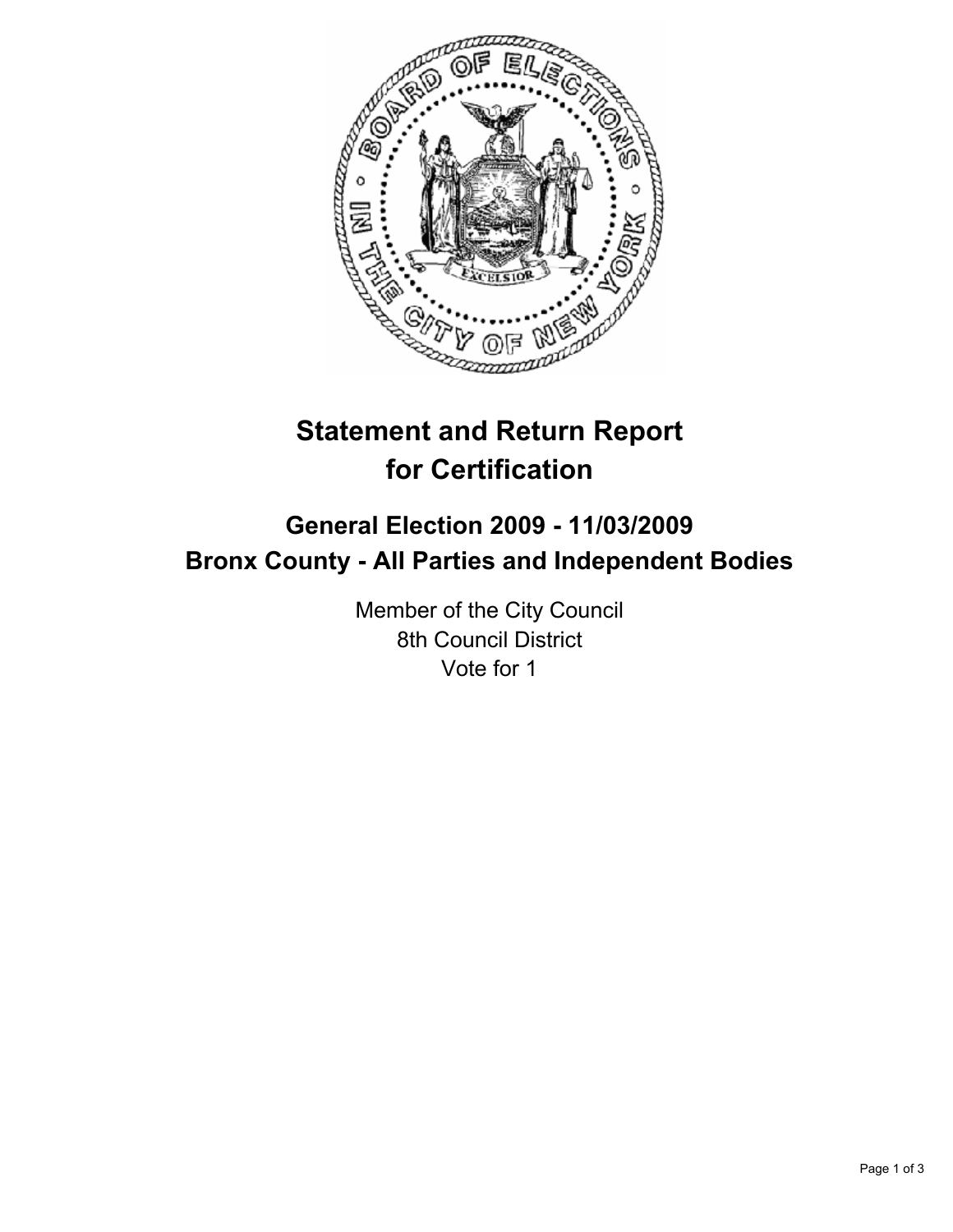# Statement and Return Report for Certification

## General Election 2009 - 11/03/2009
## Bronx County - All Parties and Independent Bodies

Member of the City Council
8th Council District
Vote for 1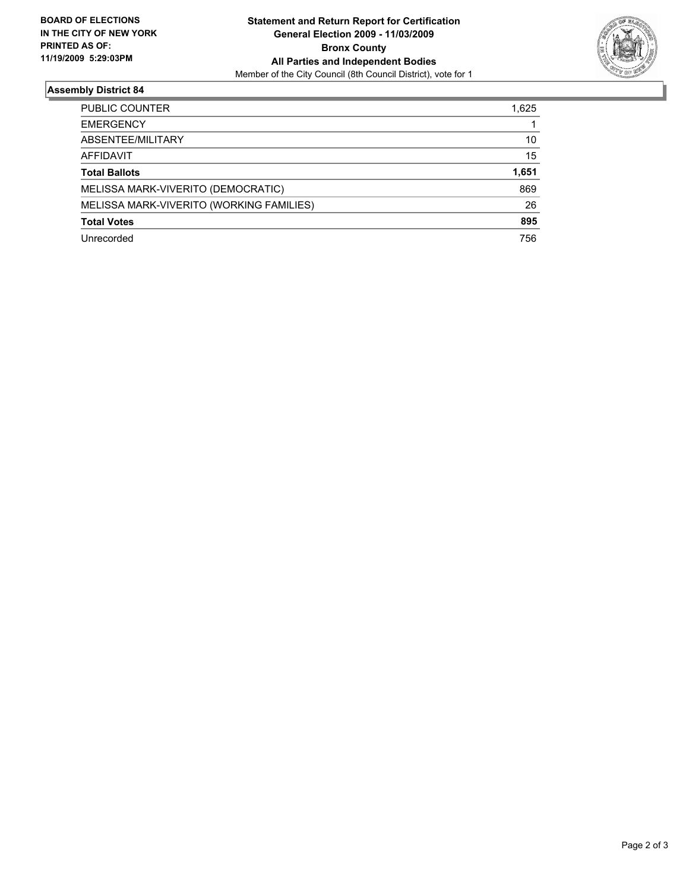**BOARD OF ELECTIONS IN THE CITY OF NEW YORK PRINTED AS OF: 11/19/2009 5:29:03PM**

**Statement and Return Report for Certification**
**General Election 2009 - 11/03/2009**
**Bronx County**
**All Parties and Independent Bodies**
Member of the City Council (8th Council District), vote for 1

## Assembly District 84

| | |
|---|---|
| PUBLIC COUNTER | 1,625 |
| EMERGENCY | 1 |
| ABSENTEE/MILITARY | 10 |
| AFFIDAVIT | 15 |
| **Total Ballots** | **1,651** |
| MELISSA MARK-VIVERITO (DEMOCRATIC) | 869 |
| MELISSA MARK-VIVERITO (WORKING FAMILIES) | 26 |
| **Total Votes** | **895** |
| Unrecorded | 756 |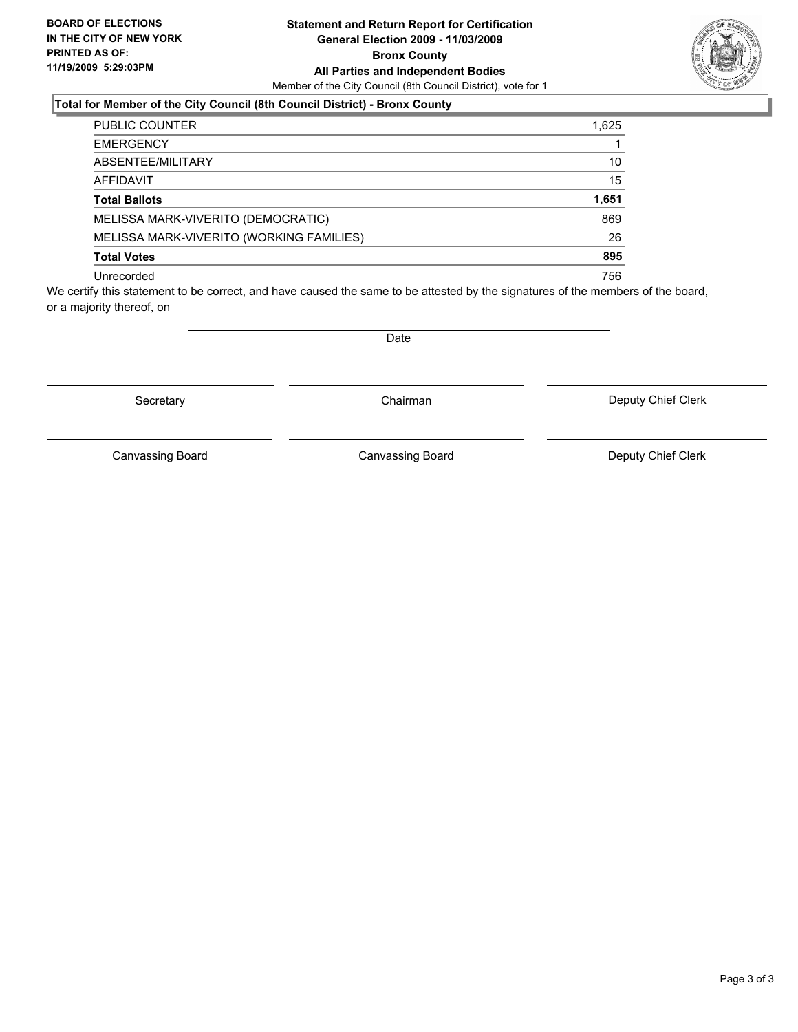**BOARD OF ELECTIONS IN THE CITY OF NEW YORK PRINTED AS OF: 11/19/2009 5:29:03PM**

**Statement and Return Report for Certification General Election 2009 - 11/03/2009 Bronx County All Parties and Independent Bodies**

Member of the City Council (8th Council District), vote for 1

**Total for Member of the City Council (8th Council District) - Bronx County**

| | |
|---|---|
| PUBLIC COUNTER | 1,625 |
| EMERGENCY | 1 |
| ABSENTEE/MILITARY | 10 |
| AFFIDAVIT | 15 |
| **Total Ballots** | **1,651** |
| MELISSA MARK-VIVERITO (DEMOCRATIC) | 869 |
| MELISSA MARK-VIVERITO (WORKING FAMILIES) | 26 |
| **Total Votes** | **895** |
| Unrecorded | 756 |

We certify this statement to be correct, and have caused the same to be attested by the signatures of the members of the board, or a majority thereof, on

Date

Secretary

Chairman

Deputy Chief Clerk

Canvassing Board

Canvassing Board

Deputy Chief Clerk